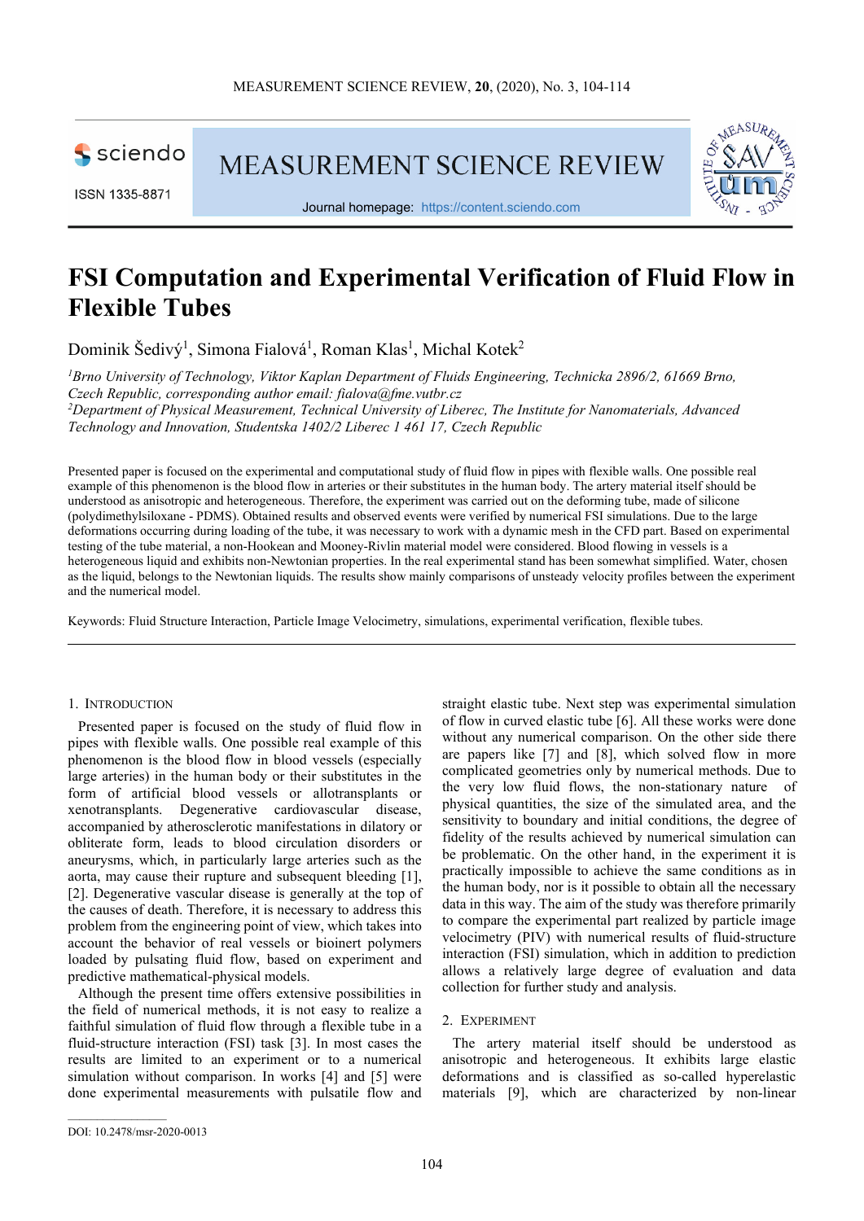# FSI Computation and Experimental Verification of Fluid Flow in Flexible Tubes

Dominik Šedivý[1], Simona Fialová[1], Roman Klas[1], Michal Kotek[2]

[1]*Brno University of Technology, Viktor Kaplan Department of Fluids Engineering, Technicka 2896/2, 61669 Brno, Czech Republic, corresponding author email: fialova@fme.vutbr.cz*

[2]*Department of Physical Measurement, Technical University of Liberec, The Institute for Nanomaterials, Advanced Technology and Innovation, Studentska 1402/2 Liberec 1 461 17, Czech Republic*

Presented paper is focused on the experimental and computational study of fluid flow in pipes with flexible walls. One possible real example of this phenomenon is the blood flow in arteries or their substitutes in the human body. The artery material itself should be understood as anisotropic and heterogeneous. Therefore, the experiment was carried out on the deforming tube, made of silicone (polydimethylsiloxane - PDMS). Obtained results and observed events were verified by numerical FSI simulations. Due to the large deformations occurring during loading of the tube, it was necessary to work with a dynamic mesh in the CFD part. Based on experimental testing of the tube material, a non-Hookean and Mooney-Rivlin material model were considered. Blood flowing in vessels is a heterogeneous liquid and exhibits non-Newtonian properties. In the real experimental stand has been somewhat simplified. Water, chosen as the liquid, belongs to the Newtonian liquids. The results show mainly comparisons of unsteady velocity profiles between the experiment and the numerical model.

Keywords: Fluid Structure Interaction, Particle Image Velocimetry, simulations, experimental verification, flexible tubes.

## 1. Introduction

Presented paper is focused on the study of fluid flow in pipes with flexible walls. One possible real example of this phenomenon is the blood flow in blood vessels (especially large arteries) in the human body or their substitutes in the form of artificial blood vessels or allotransplants or xenotransplants. Degenerative cardiovascular disease, accompanied by atherosclerotic manifestations in dilatory or obliterate form, leads to blood circulation disorders or aneurysms, which, in particularly large arteries such as the aorta, may cause their rupture and subsequent bleeding [1], [2]. Degenerative vascular disease is generally at the top of the causes of death. Therefore, it is necessary to address this problem from the engineering point of view, which takes into account the behavior of real vessels or bioinert polymers loaded by pulsating fluid flow, based on experiment and predictive mathematical-physical models.

Although the present time offers extensive possibilities in the field of numerical methods, it is not easy to realize a faithful simulation of fluid flow through a flexible tube in a fluid-structure interaction (FSI) task [3]. In most cases the results are limited to an experiment or to a numerical simulation without comparison. In works [4] and [5] were done experimental measurements with pulsatile flow and straight elastic tube. Next step was experimental simulation of flow in curved elastic tube [6]. All these works were done without any numerical comparison. On the other side there are papers like [7] and [8], which solved flow in more complicated geometries only by numerical methods. Due to the very low fluid flows, the non-stationary nature of physical quantities, the size of the simulated area, and the sensitivity to boundary and initial conditions, the degree of fidelity of the results achieved by numerical simulation can be problematic. On the other hand, in the experiment it is practically impossible to achieve the same conditions as in the human body, nor is it possible to obtain all the necessary data in this way. The aim of the study was therefore primarily to compare the experimental part realized by particle image velocimetry (PIV) with numerical results of fluid-structure interaction (FSI) simulation, which in addition to prediction allows a relatively large degree of evaluation and data collection for further study and analysis.

## 2. Experiment

The artery material itself should be understood as anisotropic and heterogeneous. It exhibits large elastic deformations and is classified as so-called hyperelastic materials [9], which are characterized by non-linear

DOI: 10.2478/msr-2020-0013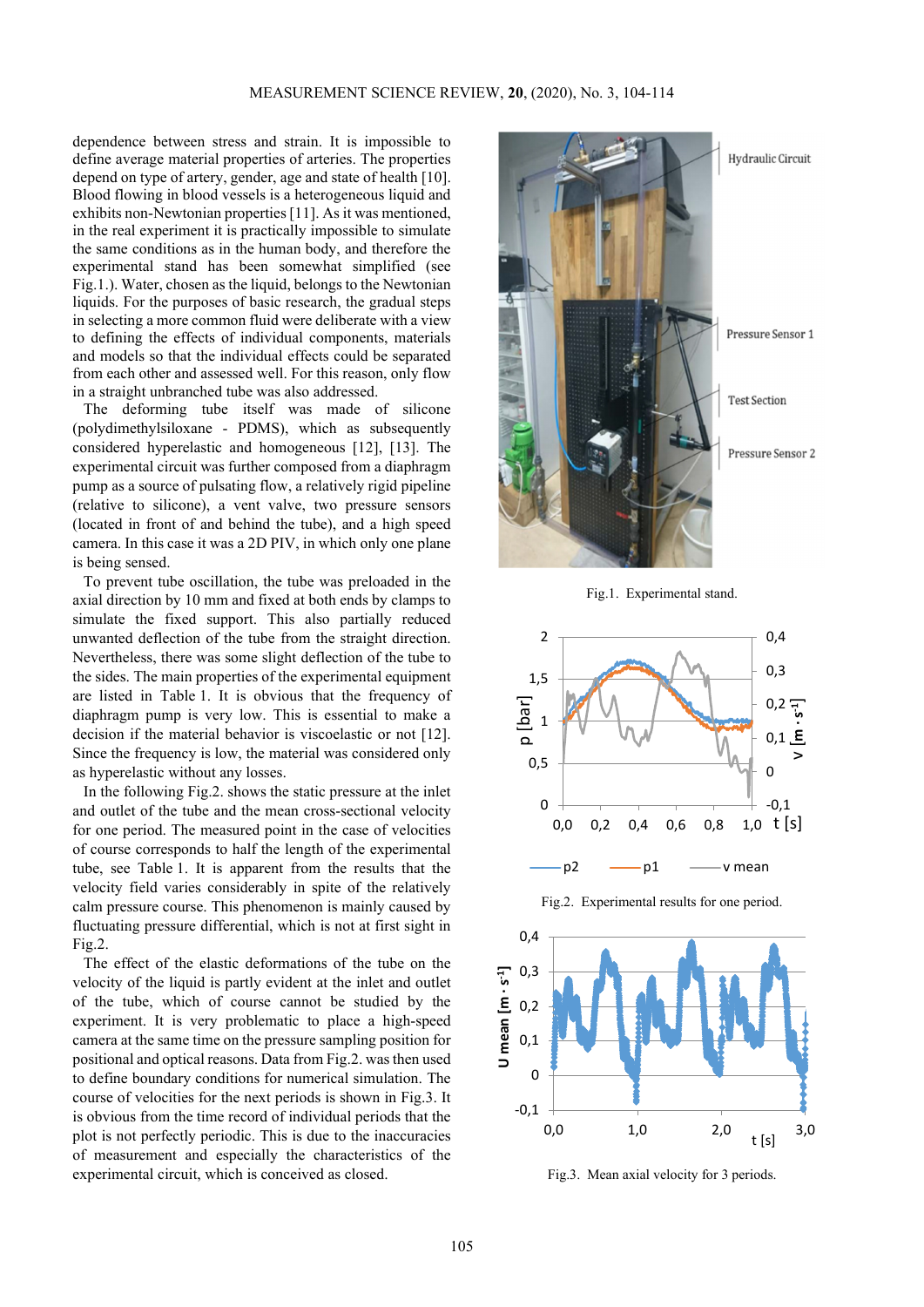dependence between stress and strain. It is impossible to define average material properties of arteries. The properties depend on type of artery, gender, age and state of health [10]. Blood flowing in blood vessels is a heterogeneous liquid and exhibits non-Newtonian properties [11]. As it was mentioned, in the real experiment it is practically impossible to simulate the same conditions as in the human body, and therefore the experimental stand has been somewhat simplified (see Fig.1.). Water, chosen as the liquid, belongs to the Newtonian liquids. For the purposes of basic research, the gradual steps in selecting a more common fluid were deliberate with a view to defining the effects of individual components, materials and models so that the individual effects could be separated from each other and assessed well. For this reason, only flow in a straight unbranched tube was also addressed.

The deforming tube itself was made of silicone (polydimethylsiloxane - PDMS), which as subsequently considered hyperelastic and homogeneous [12], [13]. The experimental circuit was further composed from a diaphragm pump as a source of pulsating flow, a relatively rigid pipeline (relative to silicone), a vent valve, two pressure sensors (located in front of and behind the tube), and a high speed camera. In this case it was a 2D PIV, in which only one plane is being sensed.

To prevent tube oscillation, the tube was preloaded in the axial direction by 10 mm and fixed at both ends by clamps to simulate the fixed support. This also partially reduced unwanted deflection of the tube from the straight direction. Nevertheless, there was some slight deflection of the tube to the sides. The main properties of the experimental equipment are listed in Table 1. It is obvious that the frequency of diaphragm pump is very low. This is essential to make a decision if the material behavior is viscoelastic or not [12]. Since the frequency is low, the material was considered only as hyperelastic without any losses.

In the following Fig.2. shows the static pressure at the inlet and outlet of the tube and the mean cross-sectional velocity for one period. The measured point in the case of velocities of course corresponds to half the length of the experimental tube, see Table 1. It is apparent from the results that the velocity field varies considerably in spite of the relatively calm pressure course. This phenomenon is mainly caused by fluctuating pressure differential, which is not at first sight in Fig.2.

The effect of the elastic deformations of the tube on the velocity of the liquid is partly evident at the inlet and outlet of the tube, which of course cannot be studied by the experiment. It is very problematic to place a high-speed camera at the same time on the pressure sampling position for positional and optical reasons. Data from Fig.2. was then used to define boundary conditions for numerical simulation. The course of velocities for the next periods is shown in Fig.3. It is obvious from the time record of individual periods that the plot is not perfectly periodic. This is due to the inaccuracies of measurement and especially the characteristics of the experimental circuit, which is conceived as closed.

Fig.1. Experimental stand.

Fig.2. Experimental results for one period.

Fig.3. Mean axial velocity for 3 periods.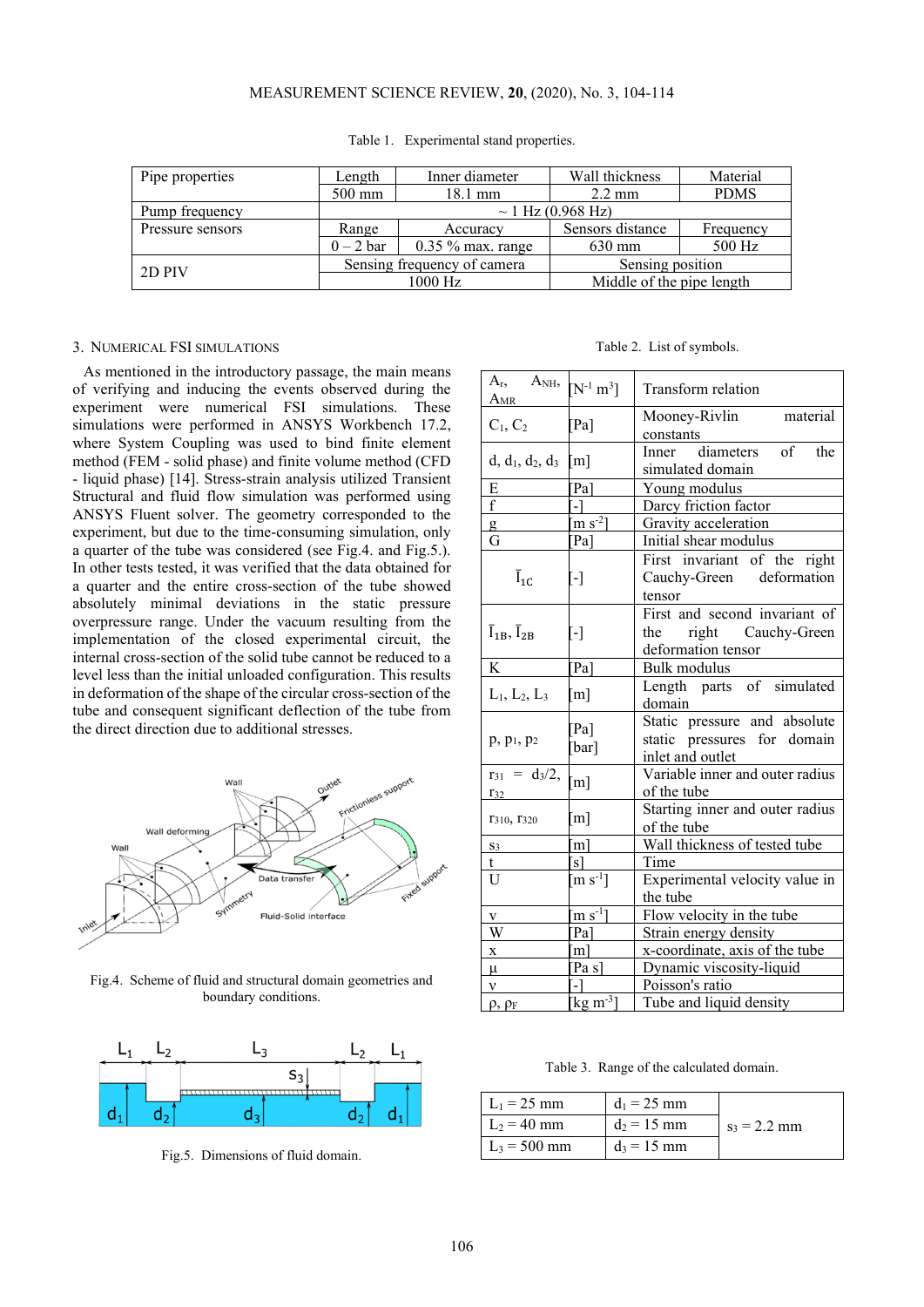Table 1. Experimental stand properties.

| Pipe properties | Length | Inner diameter | Wall thickness | Material |
|---|---|---|---|---|
| | 500 mm | 18.1 mm | 2.2 mm | PDMS |
| Pump frequency | ~ 1 Hz (0.968 Hz) | | | |
| Pressure sensors | Range | Accuracy | Sensors distance | Frequency |
| | 0 – 2 bar | 0.35 % max. range | 630 mm | 500 Hz |
| 2D PIV | Sensing frequency of camera | | Sensing position | |
| | 1000 Hz | | Middle of the pipe length | |

## 3. Numerical FSI simulations

As mentioned in the introductory passage, the main means of verifying and inducing the events observed during the experiment were numerical FSI simulations. These simulations were performed in ANSYS Workbench 17.2, where System Coupling was used to bind finite element method (FEM - solid phase) and finite volume method (CFD - liquid phase) [14]. Stress-strain analysis utilized Transient Structural and fluid flow simulation was performed using ANSYS Fluent solver. The geometry corresponded to the experiment, but due to the time-consuming simulation, only a quarter of the tube was considered (see Fig.4. and Fig.5.). In other tests tested, it was verified that the data obtained for a quarter and the entire cross-section of the tube showed absolutely minimal deviations in the static pressure overpressure range. Under the vacuum resulting from the implementation of the closed experimental circuit, the internal cross-section of the solid tube cannot be reduced to a level less than the initial unloaded configuration. This results in deformation of the shape of the circular cross-section of the tube and consequent significant deflection of the tube from the direct direction due to additional stresses.

Fig.4. Scheme of fluid and structural domain geometries and boundary conditions.

Fig.5. Dimensions of fluid domain.

Table 2. List of symbols.

| | | |
|---|---|---|
| $A_r$, $A_{NH}$, $A_{MR}$ | [$N^{-1}$ $m^3$] | Transform relation |
| $C_1$, $C_2$ | [Pa] | Mooney-Rivlin material constants |
| d, $d_1$, $d_2$, $d_3$ | [m] | Inner diameters of the simulated domain |
| E | [Pa] | Young modulus |
| f | [-] | Darcy friction factor |
| g | [m $s^{-2}$] | Gravity acceleration |
| G | [Pa] | Initial shear modulus |
| $\bar{I}_{1C}$ | [-] | First invariant of the right Cauchy-Green deformation tensor |
| $\bar{I}_{1B}$, $\bar{I}_{2B}$ | [-] | First and second invariant of the right Cauchy-Green deformation tensor |
| K | [Pa] | Bulk modulus |
| $L_1$, $L_2$, $L_3$ | [m] | Length parts of simulated domain |
| p, $p_1$, $p_2$ | [Pa] [bar] | Static pressure and absolute static pressures for domain inlet and outlet |
| $r_{31} = d_3/2$, $r_{32}$ | [m] | Variable inner and outer radius of the tube |
| $r_{310}$, $r_{320}$ | [m] | Starting inner and outer radius of the tube |
| $s_3$ | [m] | Wall thickness of tested tube |
| t | [s] | Time |
| U | [m $s^{-1}$] | Experimental velocity value in the tube |
| v | [m $s^{-1}$] | Flow velocity in the tube |
| W | [Pa] | Strain energy density |
| x | [m] | x-coordinate, axis of the tube |
| μ | [Pa s] | Dynamic viscosity-liquid |
| ν | [-] | Poisson's ratio |
| ρ, $\rho_F$ | [kg $m^{-3}$] | Tube and liquid density |

Table 3. Range of the calculated domain.

| | | |
|---|---|---|
| $L_1$ = 25 mm | $d_1$ = 25 mm | $s_3$ = 2.2 mm |
| $L_2$ = 40 mm | $d_2$ = 15 mm | |
| $L_3$ = 500 mm | $d_3$ = 15 mm | |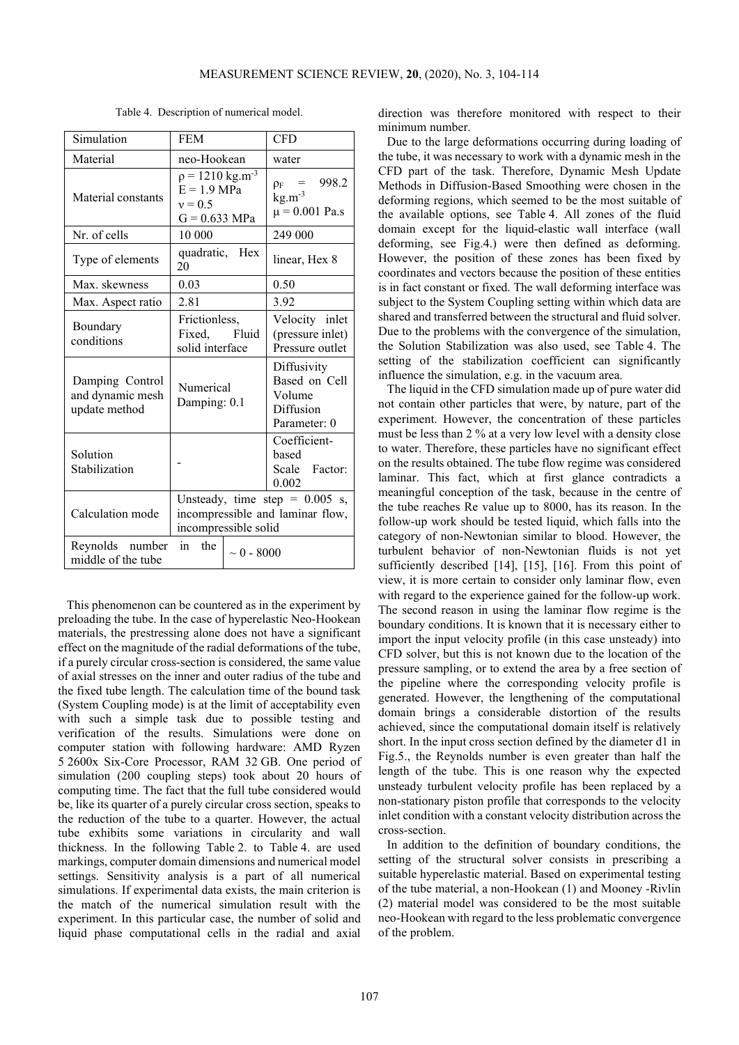Table 4. Description of numerical model.

| Simulation | FEM | CFD |
|---|---|---|
| Material | neo-Hookean | water |
| Material constants | $\rho$ = 1210 kg.m$^{-3}$ E = 1.9 MPa $\nu$ = 0.5 G = 0.633 MPa | $\rho_F$ = 998.2 kg.m$^{-3}$ $\mu$ = 0.001 Pa.s |
| Nr. of cells | 10 000 | 249 000 |
| Type of elements | quadratic, Hex 20 | linear, Hex 8 |
| Max. skewness | 0.03 | 0.50 |
| Max. Aspect ratio | 2.81 | 3.92 |
| Boundary conditions | Frictionless, Fixed, Fluid solid interface | Velocity inlet (pressure inlet) Pressure outlet |
| Damping Control and dynamic mesh update method | Numerical Damping: 0.1 | Diffusivity Based on Cell Volume Diffusion Parameter: 0 |
| Solution Stabilization | - | Coefficient-based Scale Factor: 0.002 |
| Calculation mode | Unsteady, time step = 0.005 s, incompressible and laminar flow, incompressible solid | |
| Reynolds number in the middle of the tube | ~ 0 - 8000 | |

This phenomenon can be countered as in the experiment by preloading the tube. In the case of hyperelastic Neo-Hookean materials, the prestressing alone does not have a significant effect on the magnitude of the radial deformations of the tube, if a purely circular cross-section is considered, the same value of axial stresses on the inner and outer radius of the tube and the fixed tube length. The calculation time of the bound task (System Coupling mode) is at the limit of acceptability even with such a simple task due to possible testing and verification of the results. Simulations were done on computer station with following hardware: AMD Ryzen 5 2600x Six-Core Processor, RAM 32 GB. One period of simulation (200 coupling steps) took about 20 hours of computing time. The fact that the full tube considered would be, like its quarter of a purely circular cross section, speaks to the reduction of the tube to a quarter. However, the actual tube exhibits some variations in circularity and wall thickness. In the following Table 2. to Table 4. are used markings, computer domain dimensions and numerical model settings. Sensitivity analysis is a part of all numerical simulations. If experimental data exists, the main criterion is the match of the numerical simulation result with the experiment. In this particular case, the number of solid and liquid phase computational cells in the radial and axial direction was therefore monitored with respect to their minimum number.

Due to the large deformations occurring during loading of the tube, it was necessary to work with a dynamic mesh in the CFD part of the task. Therefore, Dynamic Mesh Update Methods in Diffusion-Based Smoothing were chosen in the deforming regions, which seemed to be the most suitable of the available options, see Table 4. All zones of the fluid domain except for the liquid-elastic wall interface (wall deforming, see Fig.4.) were then defined as deforming. However, the position of these zones has been fixed by coordinates and vectors because the position of these entities is in fact constant or fixed. The wall deforming interface was subject to the System Coupling setting within which data are shared and transferred between the structural and fluid solver. Due to the problems with the convergence of the simulation, the Solution Stabilization was also used, see Table 4. The setting of the stabilization coefficient can significantly influence the simulation, e.g. in the vacuum area.

The liquid in the CFD simulation made up of pure water did not contain other particles that were, by nature, part of the experiment. However, the concentration of these particles must be less than 2 % at a very low level with a density close to water. Therefore, these particles have no significant effect on the results obtained. The tube flow regime was considered laminar. This fact, which at first glance contradicts a meaningful conception of the task, because in the centre of the tube reaches Re value up to 8000, has its reason. In the follow-up work should be tested liquid, which falls into the category of non-Newtonian similar to blood. However, the turbulent behavior of non-Newtonian fluids is not yet sufficiently described [14], [15], [16]. From this point of view, it is more certain to consider only laminar flow, even with regard to the experience gained for the follow-up work. The second reason in using the laminar flow regime is the boundary conditions. It is known that it is necessary either to import the input velocity profile (in this case unsteady) into CFD solver, but this is not known due to the location of the pressure sampling, or to extend the area by a free section of the pipeline where the corresponding velocity profile is generated. However, the lengthening of the computational domain brings a considerable distortion of the results achieved, since the computational domain itself is relatively short. In the input cross section defined by the diameter d1 in Fig.5., the Reynolds number is even greater than half the length of the tube. This is one reason why the expected unsteady turbulent velocity profile has been replaced by a non-stationary piston profile that corresponds to the velocity inlet condition with a constant velocity distribution across the cross-section.

In addition to the definition of boundary conditions, the setting of the structural solver consists in prescribing a suitable hyperelastic material. Based on experimental testing of the tube material, a non-Hookean (1) and Mooney -Rivlin (2) material model was considered to be the most suitable neo-Hookean with regard to the less problematic convergence of the problem.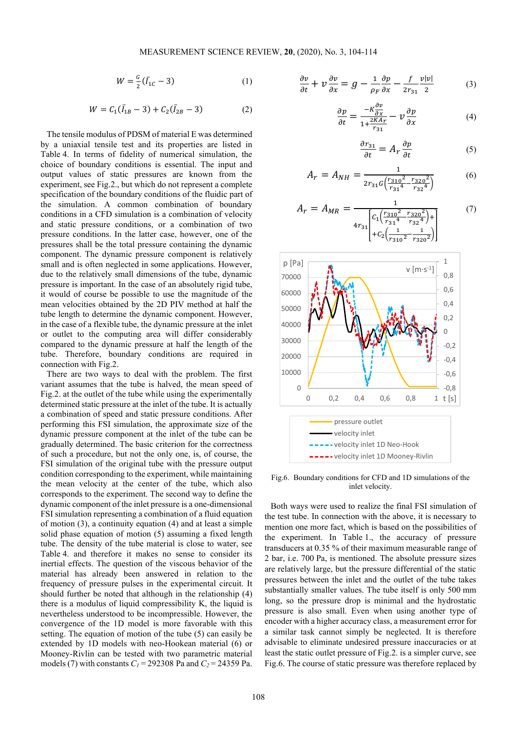$$W = \frac{G}{2}(\bar{I}_{1C} - 3) \tag{1}$$

$$W = C_1(\bar{I}_{1B} - 3) + C_2(\bar{I}_{2B} - 3) \tag{2}$$

The tensile modulus of PDSM of material E was determined by a uniaxial tensile test and its properties are listed in Table 4. In terms of fidelity of numerical simulation, the choice of boundary conditions is essential. The input and output values of static pressures are known from the experiment, see Fig.2., but which do not represent a complete specification of the boundary conditions of the fluidic part of the simulation. A common combination of boundary conditions in a CFD simulation is a combination of velocity and static pressure conditions, or a combination of two pressure conditions. In the latter case, however, one of the pressures shall be the total pressure containing the dynamic component. The dynamic pressure component is relatively small and is often neglected in some applications. However, due to the relatively small dimensions of the tube, dynamic pressure is important. In the case of an absolutely rigid tube, it would of course be possible to use the magnitude of the mean velocities obtained by the 2D PIV method at half the tube length to determine the dynamic component. However, in the case of a flexible tube, the dynamic pressure at the inlet or outlet to the computing area will differ considerably compared to the dynamic pressure at half the length of the tube. Therefore, boundary conditions are required in connection with Fig.2.

There are two ways to deal with the problem. The first variant assumes that the tube is halved, the mean speed of Fig.2. at the outlet of the tube while using the experimentally determined static pressure at the inlet of the tube. It is actually a combination of speed and static pressure conditions. After performing this FSI simulation, the approximate size of the dynamic pressure component at the inlet of the tube can be gradually determined. The basic criterion for the correctness of such a procedure, but not the only one, is, of course, the FSI simulation of the original tube with the pressure output condition corresponding to the experiment, while maintaining the mean velocity at the center of the tube, which also corresponds to the experiment. The second way to define the dynamic component of the inlet pressure is a one-dimensional FSI simulation representing a combination of a fluid equation of motion (3), a continuity equation (4) and at least a simple solid phase equation of motion (5) assuming a fixed length tube. The density of the tube material is close to water, see Table 4. and therefore it makes no sense to consider its inertial effects. The question of the viscous behavior of the material has already been answered in relation to the frequency of pressure pulses in the experimental circuit. It should further be noted that although in the relationship (4) there is a modulus of liquid compressibility K, the liquid is nevertheless understood to be incompressible. However, the convergence of the 1D model is more favorable with this setting. The equation of motion of the tube (5) can easily be extended by 1D models with neo-Hookean material (6) or Mooney-Rivlin can be tested with two parametric material models (7) with constants $C_1 = 292308$ Pa and $C_2 = 24359$ Pa.

$$\frac{\partial v}{\partial t} + v\frac{\partial v}{\partial x} = g - \frac{1}{\rho_F}\frac{\partial p}{\partial x} - \frac{f}{2r_{31}}\frac{v|v|}{2} \tag{3}$$

$$\frac{\partial p}{\partial t} = \frac{-K\frac{\partial v}{\partial x}}{1+\frac{2KA_r}{r_{31}}} - v\frac{\partial p}{\partial x} \tag{4}$$

$$\frac{\partial r_{31}}{\partial t} = A_r\frac{\partial p}{\partial t} \tag{5}$$

$$A_r = A_{NH} = \frac{1}{2r_{31}G\left(\frac{r_{310}^2}{r_{31}^4} - \frac{r_{320}^2}{r_{32}^4}\right)} \tag{6}$$

$$A_r = A_{MR} = \frac{1}{4r_{31}\left[C_1\left(\frac{r_{310}^2}{r_{31}^4} - \frac{r_{320}^2}{r_{32}^4}\right) + C_2\left(\frac{1}{r_{310}^2} - \frac{1}{r_{320}^2}\right)\right]} \tag{7}$$

Fig.6. Boundary conditions for CFD and 1D simulations of the inlet velocity.

Both ways were used to realize the final FSI simulation of the test tube. In connection with the above, it is necessary to mention one more fact, which is based on the possibilities of the experiment. In Table 1., the accuracy of pressure transducers at 0.35 % of their maximum measurable range of 2 bar, i.e. 700 Pa, is mentioned. The absolute pressure sizes are relatively large, but the pressure differential of the static pressures between the inlet and the outlet of the tube takes substantially smaller values. The tube itself is only 500 mm long, so the pressure drop is minimal and the hydrostatic pressure is also small. Even when using another type of encoder with a higher accuracy class, a measurement error for a similar task cannot simply be neglected. It is therefore advisable to eliminate undesired pressure inaccuracies or at least the static outlet pressure of Fig.2. is a simpler curve, see Fig.6. The course of static pressure was therefore replaced by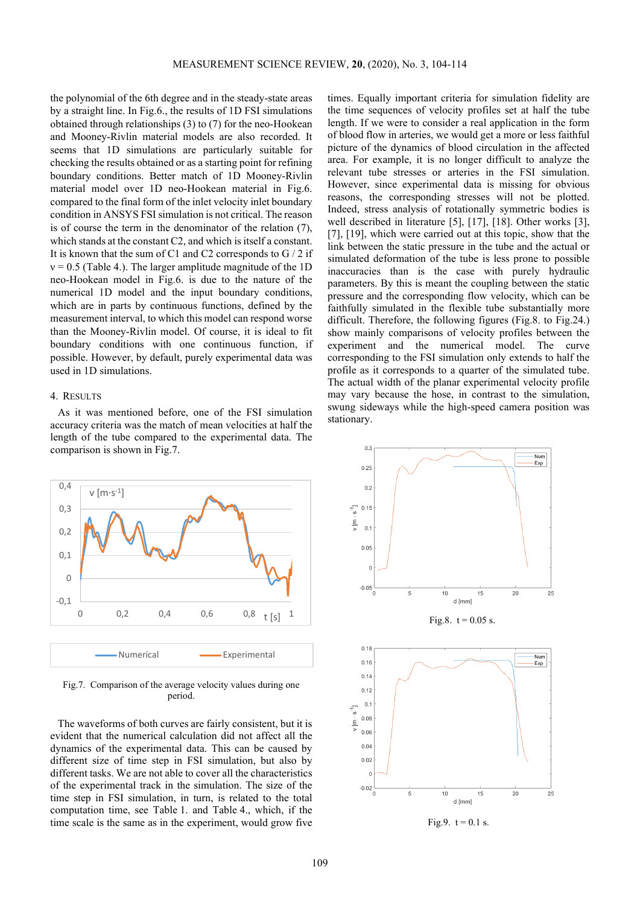the polynomial of the 6th degree and in the steady-state areas by a straight line. In Fig.6., the results of 1D FSI simulations obtained through relationships (3) to (7) for the neo-Hookean and Mooney-Rivlin material models are also recorded. It seems that 1D simulations are particularly suitable for checking the results obtained or as a starting point for refining boundary conditions. Better match of 1D Mooney-Rivlin material model over 1D neo-Hookean material in Fig.6. compared to the final form of the inlet velocity inlet boundary condition in ANSYS FSI simulation is not critical. The reason is of course the term in the denominator of the relation (7), which stands at the constant C2, and which is itself a constant. It is known that the sum of C1 and C2 corresponds to G / 2 if $\nu = 0.5$ (Table 4.). The larger amplitude magnitude of the 1D neo-Hookean model in Fig.6. is due to the nature of the numerical 1D model and the input boundary conditions, which are in parts by continuous functions, defined by the measurement interval, to which this model can respond worse than the Mooney-Rivlin model. Of course, it is ideal to fit boundary conditions with one continuous function, if possible. However, by default, purely experimental data was used in 1D simulations.

## 4. RESULTS

As it was mentioned before, one of the FSI simulation accuracy criteria was the match of mean velocities at half the length of the tube compared to the experimental data. The comparison is shown in Fig.7.

Fig.7. Comparison of the average velocity values during one period.

The waveforms of both curves are fairly consistent, but it is evident that the numerical calculation did not affect all the dynamics of the experimental data. This can be caused by different size of time step in FSI simulation, but also by different tasks. We are not able to cover all the characteristics of the experimental track in the simulation. The size of the time step in FSI simulation, in turn, is related to the total computation time, see Table 1. and Table 4., which, if the time scale is the same as in the experiment, would grow five times. Equally important criteria for simulation fidelity are the time sequences of velocity profiles set at half the tube length. If we were to consider a real application in the form of blood flow in arteries, we would get a more or less faithful picture of the dynamics of blood circulation in the affected area. For example, it is no longer difficult to analyze the relevant tube stresses or arteries in the FSI simulation. However, since experimental data is missing for obvious reasons, the corresponding stresses will not be plotted. Indeed, stress analysis of rotationally symmetric bodies is well described in literature [5], [17], [18]. Other works [3], [7], [19], which were carried out at this topic, show that the link between the static pressure in the tube and the actual or simulated deformation of the tube is less prone to possible inaccuracies than is the case with purely hydraulic parameters. By this is meant the coupling between the static pressure and the corresponding flow velocity, which can be faithfully simulated in the flexible tube substantially more difficult. Therefore, the following figures (Fig.8. to Fig.24.) show mainly comparisons of velocity profiles between the experiment and the numerical model. The curve corresponding to the FSI simulation only extends to half the profile as it corresponds to a quarter of the simulated tube. The actual width of the planar experimental velocity profile may vary because the hose, in contrast to the simulation, swung sideways while the high-speed camera position was stationary.

Fig.8. t = 0.05 s.

Fig.9. t = 0.1 s.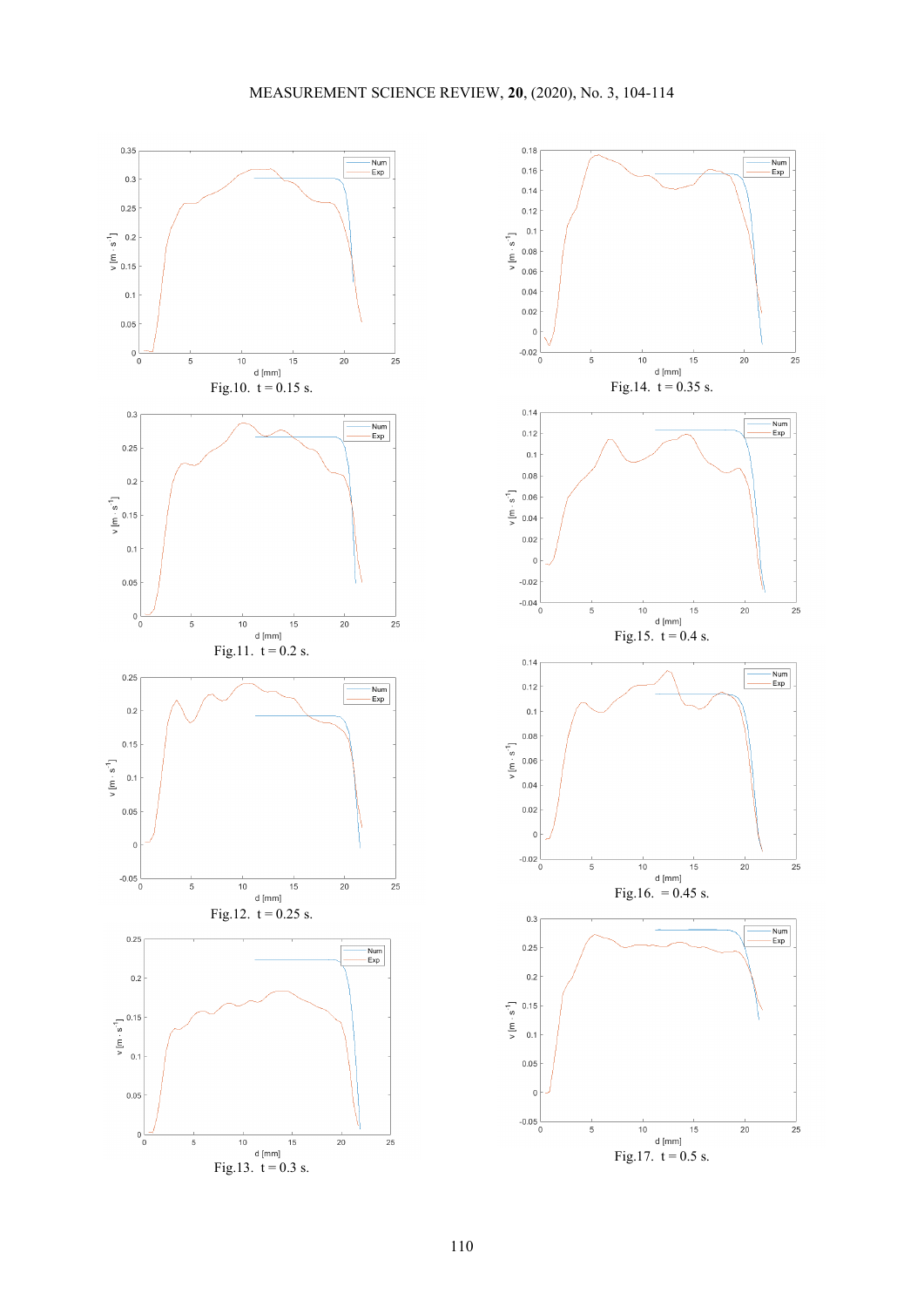Fig.10. t = 0.15 s.

Fig.14. t = 0.35 s.

Fig.11. t = 0.2 s.

Fig.15. t = 0.4 s.

Fig.12. t = 0.25 s.

Fig.16. = 0.45 s.

Fig.13. t = 0.3 s.

Fig.17. t = 0.5 s.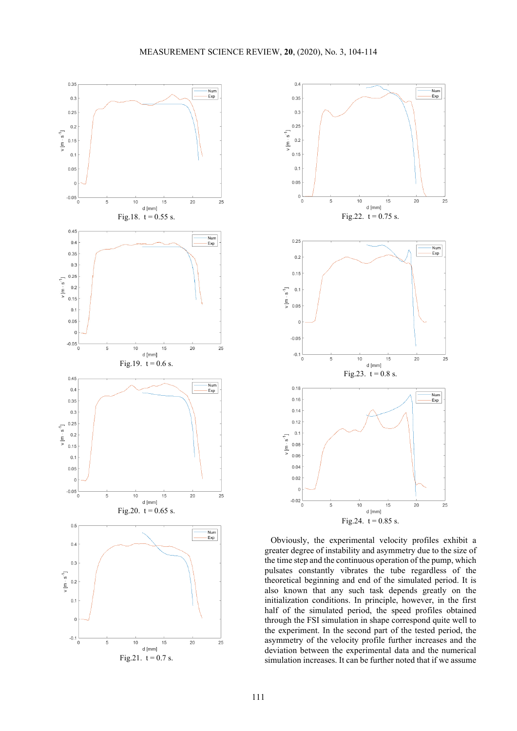Fig.18. t = 0.55 s.

Fig.19. t = 0.6 s.

Fig.20. t = 0.65 s.

Fig.21. t = 0.7 s.

Fig.22. t = 0.75 s.

Fig.23. t = 0.8 s.

Fig.24. t = 0.85 s.

Obviously, the experimental velocity profiles exhibit a greater degree of instability and asymmetry due to the size of the time step and the continuous operation of the pump, which pulsates constantly vibrates the tube regardless of the theoretical beginning and end of the simulated period. It is also known that any such task depends greatly on the initialization conditions. In principle, however, in the first half of the simulated period, the speed profiles obtained through the FSI simulation in shape correspond quite well to the experiment. In the second part of the tested period, the asymmetry of the velocity profile further increases and the deviation between the experimental data and the numerical simulation increases. It can be further noted that if we assume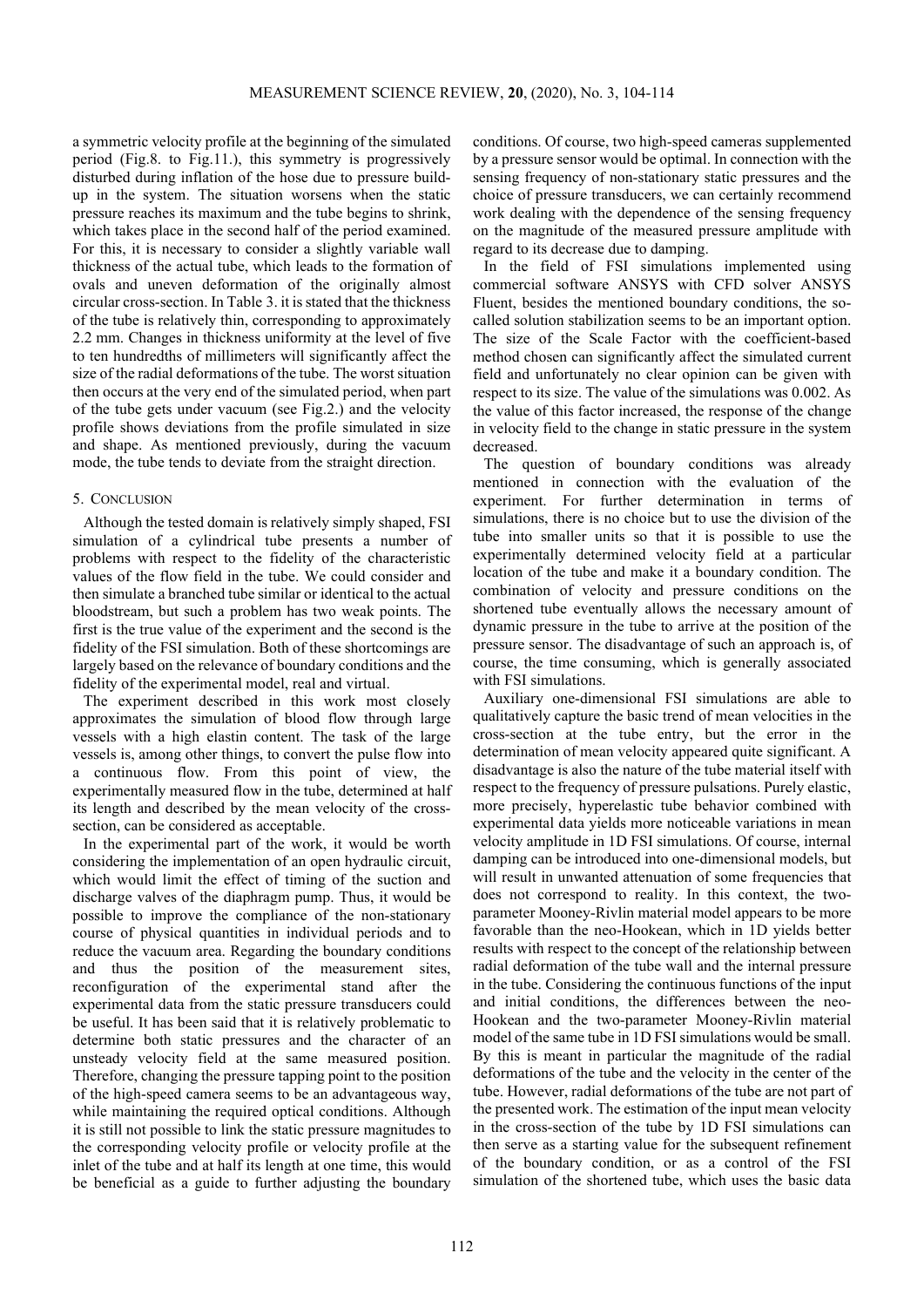a symmetric velocity profile at the beginning of the simulated period (Fig.8. to Fig.11.), this symmetry is progressively disturbed during inflation of the hose due to pressure build-up in the system. The situation worsens when the static pressure reaches its maximum and the tube begins to shrink, which takes place in the second half of the period examined. For this, it is necessary to consider a slightly variable wall thickness of the actual tube, which leads to the formation of ovals and uneven deformation of the originally almost circular cross-section. In Table 3. it is stated that the thickness of the tube is relatively thin, corresponding to approximately 2.2 mm. Changes in thickness uniformity at the level of five to ten hundredths of millimeters will significantly affect the size of the radial deformations of the tube. The worst situation then occurs at the very end of the simulated period, when part of the tube gets under vacuum (see Fig.2.) and the velocity profile shows deviations from the profile simulated in size and shape. As mentioned previously, during the vacuum mode, the tube tends to deviate from the straight direction.

## 5. CONCLUSION

Although the tested domain is relatively simply shaped, FSI simulation of a cylindrical tube presents a number of problems with respect to the fidelity of the characteristic values of the flow field in the tube. We could consider and then simulate a branched tube similar or identical to the actual bloodstream, but such a problem has two weak points. The first is the true value of the experiment and the second is the fidelity of the FSI simulation. Both of these shortcomings are largely based on the relevance of boundary conditions and the fidelity of the experimental model, real and virtual.

The experiment described in this work most closely approximates the simulation of blood flow through large vessels with a high elastin content. The task of the large vessels is, among other things, to convert the pulse flow into a continuous flow. From this point of view, the experimentally measured flow in the tube, determined at half its length and described by the mean velocity of the cross-section, can be considered as acceptable.

In the experimental part of the work, it would be worth considering the implementation of an open hydraulic circuit, which would limit the effect of timing of the suction and discharge valves of the diaphragm pump. Thus, it would be possible to improve the compliance of the non-stationary course of physical quantities in individual periods and to reduce the vacuum area. Regarding the boundary conditions and thus the position of the measurement sites, reconfiguration of the experimental stand after the experimental data from the static pressure transducers could be useful. It has been said that it is relatively problematic to determine both static pressures and the character of an unsteady velocity field at the same measured position. Therefore, changing the pressure tapping point to the position of the high-speed camera seems to be an advantageous way, while maintaining the required optical conditions. Although it is still not possible to link the static pressure magnitudes to the corresponding velocity profile or velocity profile at the inlet of the tube and at half its length at one time, this would be beneficial as a guide to further adjusting the boundary conditions. Of course, two high-speed cameras supplemented by a pressure sensor would be optimal. In connection with the sensing frequency of non-stationary static pressures and the choice of pressure transducers, we can certainly recommend work dealing with the dependence of the sensing frequency on the magnitude of the measured pressure amplitude with regard to its decrease due to damping.

In the field of FSI simulations implemented using commercial software ANSYS with CFD solver ANSYS Fluent, besides the mentioned boundary conditions, the so-called solution stabilization seems to be an important option. The size of the Scale Factor with the coefficient-based method chosen can significantly affect the simulated current field and unfortunately no clear opinion can be given with respect to its size. The value of the simulations was 0.002. As the value of this factor increased, the response of the change in velocity field to the change in static pressure in the system decreased.

The question of boundary conditions was already mentioned in connection with the evaluation of the experiment. For further determination in terms of simulations, there is no choice but to use the division of the tube into smaller units so that it is possible to use the experimentally determined velocity field at a particular location of the tube and make it a boundary condition. The combination of velocity and pressure conditions on the shortened tube eventually allows the necessary amount of dynamic pressure in the tube to arrive at the position of the pressure sensor. The disadvantage of such an approach is, of course, the time consuming, which is generally associated with FSI simulations.

Auxiliary one-dimensional FSI simulations are able to qualitatively capture the basic trend of mean velocities in the cross-section at the tube entry, but the error in the determination of mean velocity appeared quite significant. A disadvantage is also the nature of the tube material itself with respect to the frequency of pressure pulsations. Purely elastic, more precisely, hyperelastic tube behavior combined with experimental data yields more noticeable variations in mean velocity amplitude in 1D FSI simulations. Of course, internal damping can be introduced into one-dimensional models, but will result in unwanted attenuation of some frequencies that does not correspond to reality. In this context, the two-parameter Mooney-Rivlin material model appears to be more favorable than the neo-Hookean, which in 1D yields better results with respect to the concept of the relationship between radial deformation of the tube wall and the internal pressure in the tube. Considering the continuous functions of the input and initial conditions, the differences between the neo-Hookean and the two-parameter Mooney-Rivlin material model of the same tube in 1D FSI simulations would be small. By this is meant in particular the magnitude of the radial deformations of the tube and the velocity in the center of the tube. However, radial deformations of the tube are not part of the presented work. The estimation of the input mean velocity in the cross-section of the tube by 1D FSI simulations can then serve as a starting value for the subsequent refinement of the boundary condition, or as a control of the FSI simulation of the shortened tube, which uses the basic data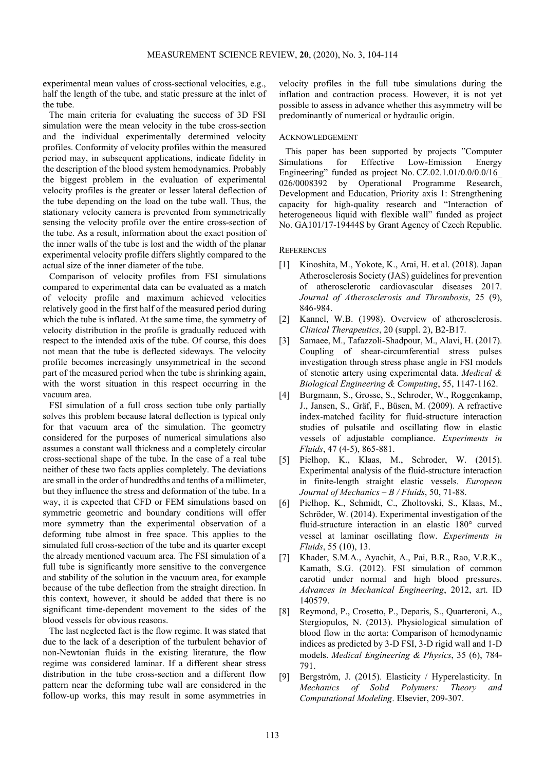experimental mean values of cross-sectional velocities, e.g., half the length of the tube, and static pressure at the inlet of the tube.

The main criteria for evaluating the success of 3D FSI simulation were the mean velocity in the tube cross-section and the individual experimentally determined velocity profiles. Conformity of velocity profiles within the measured period may, in subsequent applications, indicate fidelity in the description of the blood system hemodynamics. Probably the biggest problem in the evaluation of experimental velocity profiles is the greater or lesser lateral deflection of the tube depending on the load on the tube wall. Thus, the stationary velocity camera is prevented from symmetrically sensing the velocity profile over the entire cross-section of the tube. As a result, information about the exact position of the inner walls of the tube is lost and the width of the planar experimental velocity profile differs slightly compared to the actual size of the inner diameter of the tube.

Comparison of velocity profiles from FSI simulations compared to experimental data can be evaluated as a match of velocity profile and maximum achieved velocities relatively good in the first half of the measured period during which the tube is inflated. At the same time, the symmetry of velocity distribution in the profile is gradually reduced with respect to the intended axis of the tube. Of course, this does not mean that the tube is deflected sideways. The velocity profile becomes increasingly unsymmetrical in the second part of the measured period when the tube is shrinking again, with the worst situation in this respect occurring in the vacuum area.

FSI simulation of a full cross section tube only partially solves this problem because lateral deflection is typical only for that vacuum area of the simulation. The geometry considered for the purposes of numerical simulations also assumes a constant wall thickness and a completely circular cross-sectional shape of the tube. In the case of a real tube neither of these two facts applies completely. The deviations are small in the order of hundredths and tenths of a millimeter, but they influence the stress and deformation of the tube. In a way, it is expected that CFD or FEM simulations based on symmetric geometric and boundary conditions will offer more symmetry than the experimental observation of a deforming tube almost in free space. This applies to the simulated full cross-section of the tube and its quarter except the already mentioned vacuum area. The FSI simulation of a full tube is significantly more sensitive to the convergence and stability of the solution in the vacuum area, for example because of the tube deflection from the straight direction. In this context, however, it should be added that there is no significant time-dependent movement to the sides of the blood vessels for obvious reasons.

The last neglected fact is the flow regime. It was stated that due to the lack of a description of the turbulent behavior of non-Newtonian fluids in the existing literature, the flow regime was considered laminar. If a different shear stress distribution in the tube cross-section and a different flow pattern near the deforming tube wall are considered in the follow-up works, this may result in some asymmetries in velocity profiles in the full tube simulations during the inflation and contraction process. However, it is not yet possible to assess in advance whether this asymmetry will be predominantly of numerical or hydraulic origin.

## ACKNOWLEDGEMENT

This paper has been supported by projects "Computer Simulations for Effective Low-Emission Energy Engineering" funded as project No. CZ.02.1.01/0.0/0.0/16_026/0008392 by Operational Programme Research, Development and Education, Priority axis 1: Strengthening capacity for high-quality research and "Interaction of heterogeneous liquid with flexible wall" funded as project No. GA101/17-19444S by Grant Agency of Czech Republic.

## REFERENCES

[1] Kinoshita, M., Yokote, K., Arai, H. et al. (2018). Japan Atherosclerosis Society (JAS) guidelines for prevention of atherosclerotic cardiovascular diseases 2017. *Journal of Atherosclerosis and Thrombosis*, 25 (9), 846-984.

[2] Kannel, W.B. (1998). Overview of atherosclerosis. *Clinical Therapeutics*, 20 (suppl. 2), B2-B17.

[3] Samaee, M., Tafazzoli-Shadpour, M., Alavi, H. (2017). Coupling of shear-circumferential stress pulses investigation through stress phase angle in FSI models of stenotic artery using experimental data. *Medical & Biological Engineering & Computing*, 55, 1147-1162.

[4] Burgmann, S., Grosse, S., Schroder, W., Roggenkamp, J., Jansen, S., Gräf, F., Büsen, M. (2009). A refractive index-matched facility for fluid-structure interaction studies of pulsatile and oscillating flow in elastic vessels of adjustable compliance. *Experiments in Fluids*, 47 (4-5), 865-881.

[5] Pielhop, K., Klaas, M., Schroder, W. (2015). Experimental analysis of the fluid-structure interaction in finite-length straight elastic vessels. *European Journal of Mechanics – B / Fluids*, 50, 71-88.

[6] Pielhop, K., Schmidt, C., Zholtovski, S., Klaas, M., Schröder, W. (2014). Experimental investigation of the fluid-structure interaction in an elastic 180° curved vessel at laminar oscillating flow. *Experiments in Fluids*, 55 (10), 13.

[7] Khader, S.M.A., Ayachit, A., Pai, B.R., Rao, V.R.K., Kamath, S.G. (2012). FSI simulation of common carotid under normal and high blood pressures. *Advances in Mechanical Engineering*, 2012, art. ID 140579.

[8] Reymond, P., Crosetto, P., Deparis, S., Quarteroni, A., Stergiopulos, N. (2013). Physiological simulation of blood flow in the aorta: Comparison of hemodynamic indices as predicted by 3-D FSI, 3-D rigid wall and 1-D models. *Medical Engineering & Physics*, 35 (6), 784-791.

[9] Bergström, J. (2015). Elasticity / Hyperelasticity. In *Mechanics of Solid Polymers: Theory and Computational Modeling*. Elsevier, 209-307.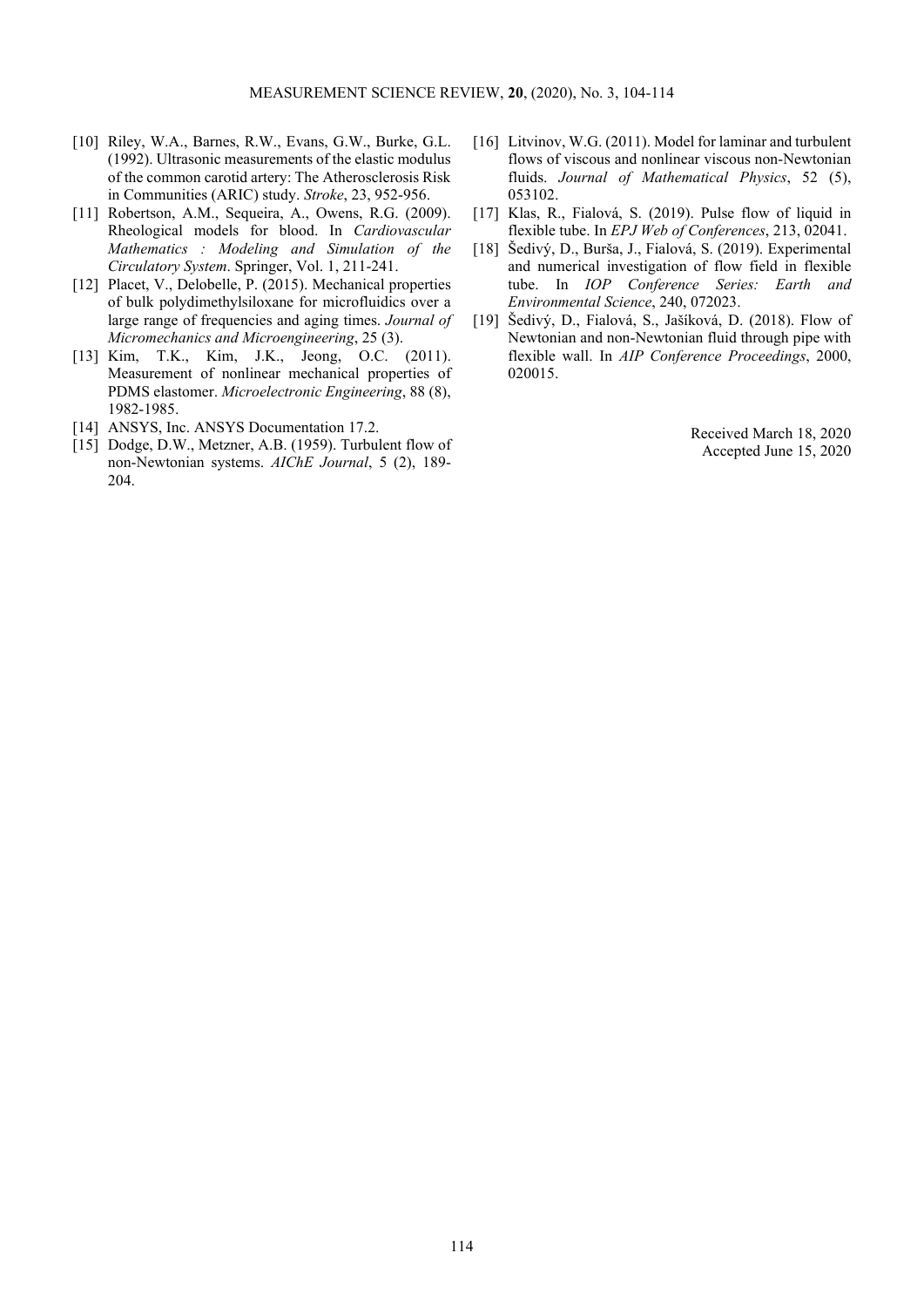[10] Riley, W.A., Barnes, R.W., Evans, G.W., Burke, G.L. (1992). Ultrasonic measurements of the elastic modulus of the common carotid artery: The Atherosclerosis Risk in Communities (ARIC) study. *Stroke*, 23, 952-956.

[11] Robertson, A.M., Sequeira, A., Owens, R.G. (2009). Rheological models for blood. In *Cardiovascular Mathematics : Modeling and Simulation of the Circulatory System*. Springer, Vol. 1, 211-241.

[12] Placet, V., Delobelle, P. (2015). Mechanical properties of bulk polydimethylsiloxane for microfluidics over a large range of frequencies and aging times. *Journal of Micromechanics and Microengineering*, 25 (3).

[13] Kim, T.K., Kim, J.K., Jeong, O.C. (2011). Measurement of nonlinear mechanical properties of PDMS elastomer. *Microelectronic Engineering*, 88 (8), 1982-1985.

[14] ANSYS, Inc. ANSYS Documentation 17.2.

[15] Dodge, D.W., Metzner, A.B. (1959). Turbulent flow of non-Newtonian systems. *AIChE Journal*, 5 (2), 189-204.

[16] Litvinov, W.G. (2011). Model for laminar and turbulent flows of viscous and nonlinear viscous non-Newtonian fluids. *Journal of Mathematical Physics*, 52 (5), 053102.

[17] Klas, R., Fialová, S. (2019). Pulse flow of liquid in flexible tube. In *EPJ Web of Conferences*, 213, 02041.

[18] Šedivý, D., Burša, J., Fialová, S. (2019). Experimental and numerical investigation of flow field in flexible tube. In *IOP Conference Series: Earth and Environmental Science*, 240, 072023.

[19] Šedivý, D., Fialová, S., Jašíková, D. (2018). Flow of Newtonian and non-Newtonian fluid through pipe with flexible wall. In *AIP Conference Proceedings*, 2000, 020015.

Received March 18, 2020
Accepted June 15, 2020